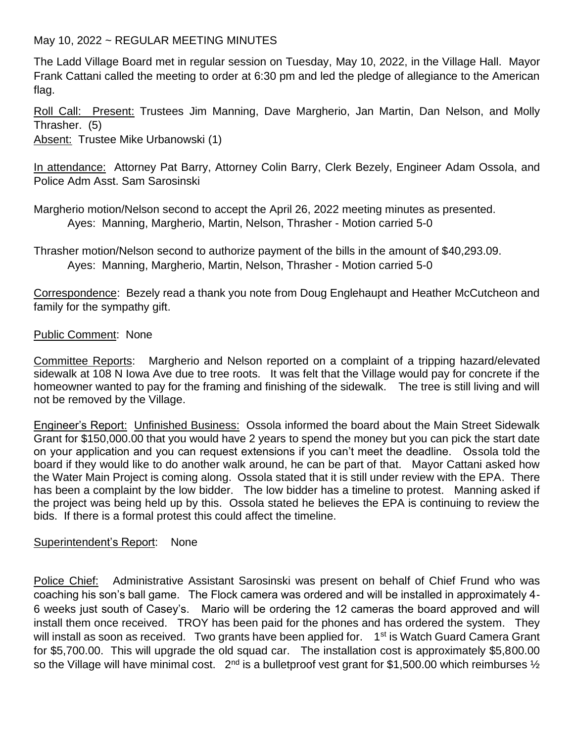May 10, 2022 ~ REGULAR MEETING MINUTES

The Ladd Village Board met in regular session on Tuesday, May 10, 2022, in the Village Hall. Mayor Frank Cattani called the meeting to order at 6:30 pm and led the pledge of allegiance to the American flag.

Roll Call: Present: Trustees Jim Manning, Dave Margherio, Jan Martin, Dan Nelson, and Molly Thrasher. (5)
Absent: Trustee Mike Urbanowski (1)

In attendance: Attorney Pat Barry, Attorney Colin Barry, Clerk Bezely, Engineer Adam Ossola, and Police Adm Asst. Sam Sarosinski

Margherio motion/Nelson second to accept the April 26, 2022 meeting minutes as presented.
Ayes: Manning, Margherio, Martin, Nelson, Thrasher - Motion carried 5-0

Thrasher motion/Nelson second to authorize payment of the bills in the amount of $40,293.09.
Ayes: Manning, Margherio, Martin, Nelson, Thrasher - Motion carried 5-0

Correspondence: Bezely read a thank you note from Doug Englehaupt and Heather McCutcheon and family for the sympathy gift.

Public Comment: None

Committee Reports: Margherio and Nelson reported on a complaint of a tripping hazard/elevated sidewalk at 108 N Iowa Ave due to tree roots. It was felt that the Village would pay for concrete if the homeowner wanted to pay for the framing and finishing of the sidewalk. The tree is still living and will not be removed by the Village.

Engineer's Report: Unfinished Business: Ossola informed the board about the Main Street Sidewalk Grant for $150,000.00 that you would have 2 years to spend the money but you can pick the start date on your application and you can request extensions if you can't meet the deadline. Ossola told the board if they would like to do another walk around, he can be part of that. Mayor Cattani asked how the Water Main Project is coming along. Ossola stated that it is still under review with the EPA. There has been a complaint by the low bidder. The low bidder has a timeline to protest. Manning asked if the project was being held up by this. Ossola stated he believes the EPA is continuing to review the bids. If there is a formal protest this could affect the timeline.

Superintendent's Report: None

Police Chief: Administrative Assistant Sarosinski was present on behalf of Chief Frund who was coaching his son's ball game. The Flock camera was ordered and will be installed in approximately 4-6 weeks just south of Casey's. Mario will be ordering the 12 cameras the board approved and will install them once received. TROY has been paid for the phones and has ordered the system. They will install as soon as received. Two grants have been applied for. 1st is Watch Guard Camera Grant for $5,700.00. This will upgrade the old squad car. The installation cost is approximately $5,800.00 so the Village will have minimal cost. 2nd is a bulletproof vest grant for $1,500.00 which reimburses ½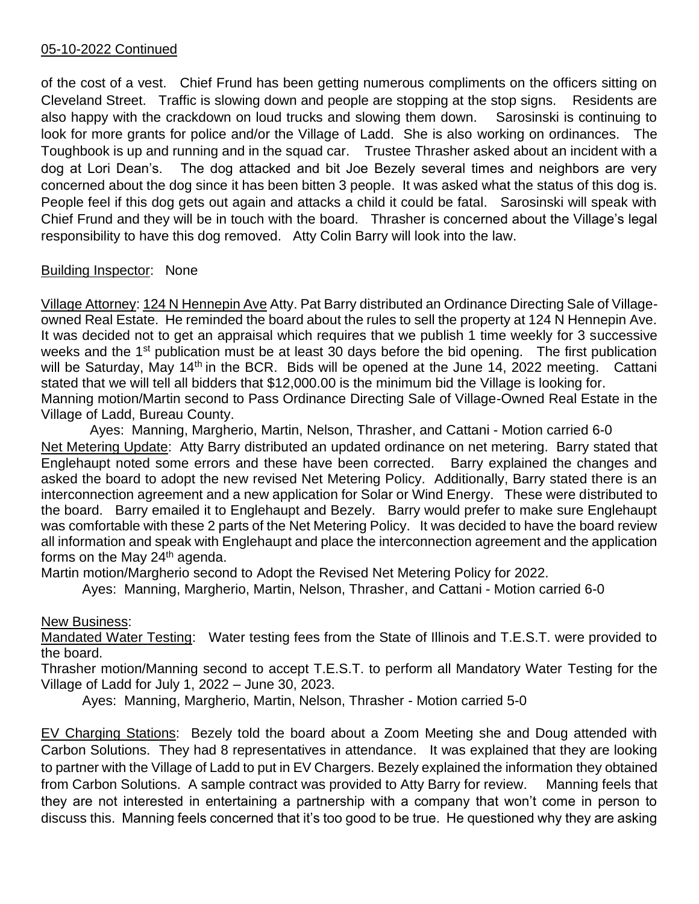05-10-2022 Continued

of the cost of a vest. Chief Frund has been getting numerous compliments on the officers sitting on Cleveland Street. Traffic is slowing down and people are stopping at the stop signs. Residents are also happy with the crackdown on loud trucks and slowing them down. Sarosinski is continuing to look for more grants for police and/or the Village of Ladd. She is also working on ordinances. The Toughbook is up and running and in the squad car. Trustee Thrasher asked about an incident with a dog at Lori Dean's. The dog attacked and bit Joe Bezely several times and neighbors are very concerned about the dog since it has been bitten 3 people. It was asked what the status of this dog is. People feel if this dog gets out again and attacks a child it could be fatal. Sarosinski will speak with Chief Frund and they will be in touch with the board. Thrasher is concerned about the Village's legal responsibility to have this dog removed. Atty Colin Barry will look into the law.

Building Inspector: None

Village Attorney: 124 N Hennepin Ave Atty. Pat Barry distributed an Ordinance Directing Sale of Village-owned Real Estate. He reminded the board about the rules to sell the property at 124 N Hennepin Ave. It was decided not to get an appraisal which requires that we publish 1 time weekly for 3 successive weeks and the 1st publication must be at least 30 days before the bid opening. The first publication will be Saturday, May 14th in the BCR. Bids will be opened at the June 14, 2022 meeting. Cattani stated that we will tell all bidders that $12,000.00 is the minimum bid the Village is looking for.
Manning motion/Martin second to Pass Ordinance Directing Sale of Village-Owned Real Estate in the Village of Ladd, Bureau County.

Ayes: Manning, Margherio, Martin, Nelson, Thrasher, and Cattani - Motion carried 6-0

Net Metering Update: Atty Barry distributed an updated ordinance on net metering. Barry stated that Englehaupt noted some errors and these have been corrected. Barry explained the changes and asked the board to adopt the new revised Net Metering Policy. Additionally, Barry stated there is an interconnection agreement and a new application for Solar or Wind Energy. These were distributed to the board. Barry emailed it to Englehaupt and Bezely. Barry would prefer to make sure Englehaupt was comfortable with these 2 parts of the Net Metering Policy. It was decided to have the board review all information and speak with Englehaupt and place the interconnection agreement and the application forms on the May 24th agenda.
Martin motion/Margherio second to Adopt the Revised Net Metering Policy for 2022.

Ayes: Manning, Margherio, Martin, Nelson, Thrasher, and Cattani - Motion carried 6-0

New Business:

Mandated Water Testing: Water testing fees from the State of Illinois and T.E.S.T. were provided to the board.
Thrasher motion/Manning second to accept T.E.S.T. to perform all Mandatory Water Testing for the Village of Ladd for July 1, 2022 – June 30, 2023.

Ayes: Manning, Margherio, Martin, Nelson, Thrasher - Motion carried 5-0

EV Charging Stations: Bezely told the board about a Zoom Meeting she and Doug attended with Carbon Solutions. They had 8 representatives in attendance. It was explained that they are looking to partner with the Village of Ladd to put in EV Chargers. Bezely explained the information they obtained from Carbon Solutions. A sample contract was provided to Atty Barry for review. Manning feels that they are not interested in entertaining a partnership with a company that won't come in person to discuss this. Manning feels concerned that it's too good to be true. He questioned why they are asking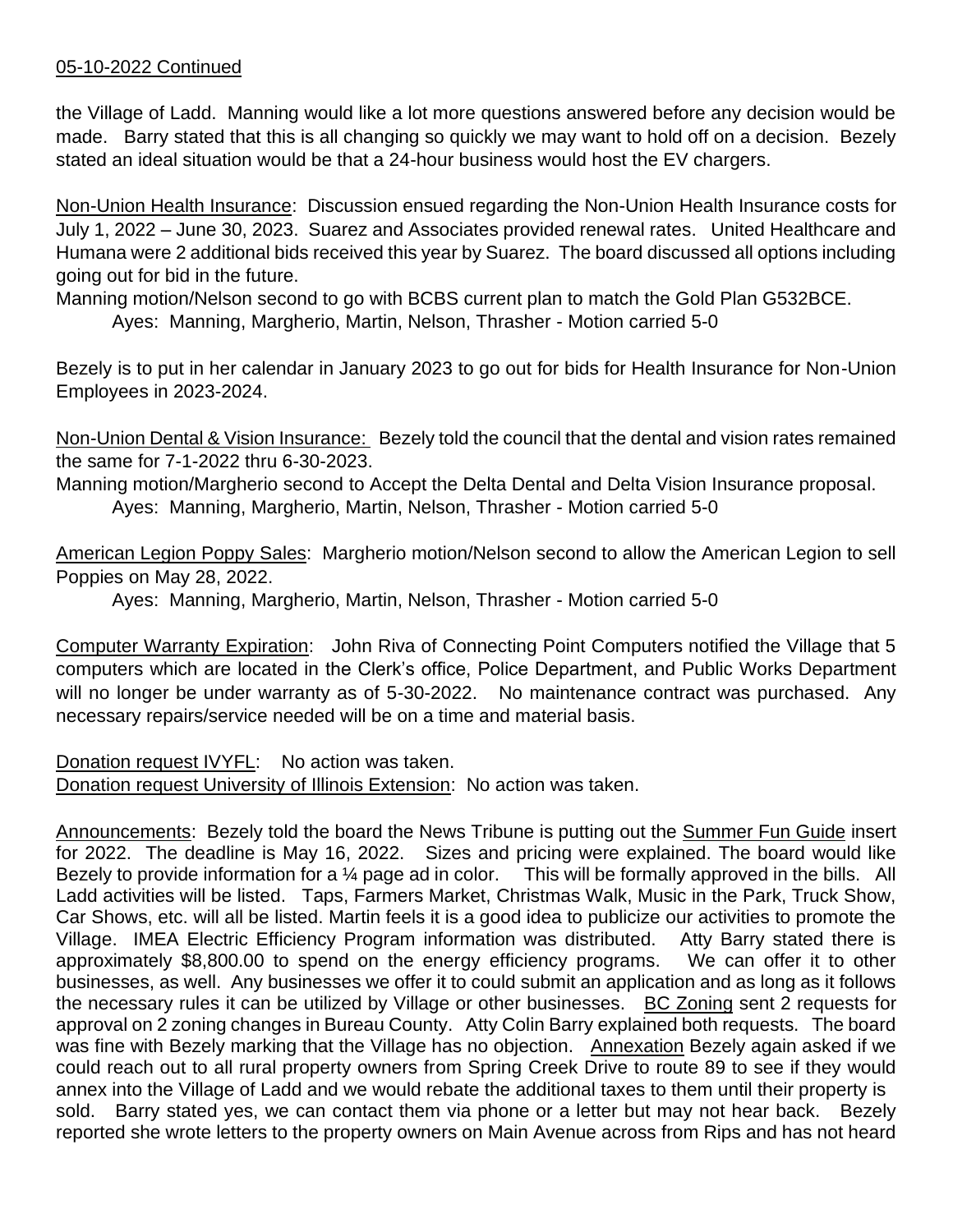05-10-2022 Continued

the Village of Ladd. Manning would like a lot more questions answered before any decision would be made. Barry stated that this is all changing so quickly we may want to hold off on a decision. Bezely stated an ideal situation would be that a 24-hour business would host the EV chargers.

Non-Union Health Insurance: Discussion ensued regarding the Non-Union Health Insurance costs for July 1, 2022 – June 30, 2023. Suarez and Associates provided renewal rates. United Healthcare and Humana were 2 additional bids received this year by Suarez. The board discussed all options including going out for bid in the future.

Manning motion/Nelson second to go with BCBS current plan to match the Gold Plan G532BCE.

Ayes: Manning, Margherio, Martin, Nelson, Thrasher - Motion carried 5-0

Bezely is to put in her calendar in January 2023 to go out for bids for Health Insurance for Non-Union Employees in 2023-2024.

Non-Union Dental & Vision Insurance: Bezely told the council that the dental and vision rates remained the same for 7-1-2022 thru 6-30-2023.

Manning motion/Margherio second to Accept the Delta Dental and Delta Vision Insurance proposal.

Ayes: Manning, Margherio, Martin, Nelson, Thrasher - Motion carried 5-0

American Legion Poppy Sales: Margherio motion/Nelson second to allow the American Legion to sell Poppies on May 28, 2022.

Ayes: Manning, Margherio, Martin, Nelson, Thrasher - Motion carried 5-0

Computer Warranty Expiration: John Riva of Connecting Point Computers notified the Village that 5 computers which are located in the Clerk's office, Police Department, and Public Works Department will no longer be under warranty as of 5-30-2022. No maintenance contract was purchased. Any necessary repairs/service needed will be on a time and material basis.

Donation request IVYFL: No action was taken.
Donation request University of Illinois Extension: No action was taken.

Announcements: Bezely told the board the News Tribune is putting out the Summer Fun Guide insert for 2022. The deadline is May 16, 2022. Sizes and pricing were explained. The board would like Bezely to provide information for a ¼ page ad in color. This will be formally approved in the bills. All Ladd activities will be listed. Taps, Farmers Market, Christmas Walk, Music in the Park, Truck Show, Car Shows, etc. will all be listed. Martin feels it is a good idea to publicize our activities to promote the Village. IMEA Electric Efficiency Program information was distributed. Atty Barry stated there is approximately $8,800.00 to spend on the energy efficiency programs. We can offer it to other businesses, as well. Any businesses we offer it to could submit an application and as long as it follows the necessary rules it can be utilized by Village or other businesses. BC Zoning sent 2 requests for approval on 2 zoning changes in Bureau County. Atty Colin Barry explained both requests. The board was fine with Bezely marking that the Village has no objection. Annexation Bezely again asked if we could reach out to all rural property owners from Spring Creek Drive to route 89 to see if they would annex into the Village of Ladd and we would rebate the additional taxes to them until their property is sold. Barry stated yes, we can contact them via phone or a letter but may not hear back. Bezely reported she wrote letters to the property owners on Main Avenue across from Rips and has not heard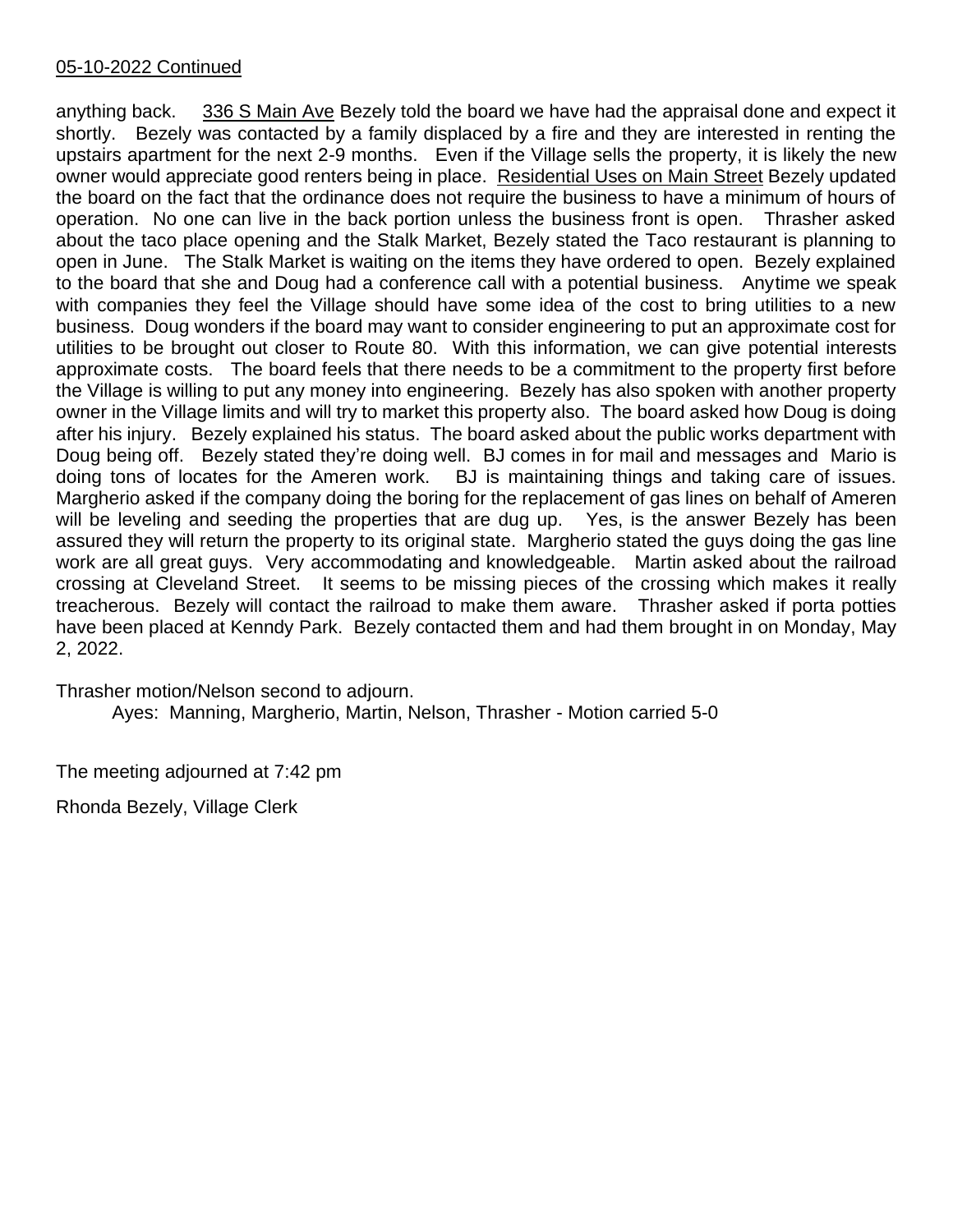05-10-2022 Continued

anything back. 336 S Main Ave Bezely told the board we have had the appraisal done and expect it shortly. Bezely was contacted by a family displaced by a fire and they are interested in renting the upstairs apartment for the next 2-9 months. Even if the Village sells the property, it is likely the new owner would appreciate good renters being in place. Residential Uses on Main Street Bezely updated the board on the fact that the ordinance does not require the business to have a minimum of hours of operation. No one can live in the back portion unless the business front is open. Thrasher asked about the taco place opening and the Stalk Market, Bezely stated the Taco restaurant is planning to open in June. The Stalk Market is waiting on the items they have ordered to open. Bezely explained to the board that she and Doug had a conference call with a potential business. Anytime we speak with companies they feel the Village should have some idea of the cost to bring utilities to a new business. Doug wonders if the board may want to consider engineering to put an approximate cost for utilities to be brought out closer to Route 80. With this information, we can give potential interests approximate costs. The board feels that there needs to be a commitment to the property first before the Village is willing to put any money into engineering. Bezely has also spoken with another property owner in the Village limits and will try to market this property also. The board asked how Doug is doing after his injury. Bezely explained his status. The board asked about the public works department with Doug being off. Bezely stated they're doing well. BJ comes in for mail and messages and Mario is doing tons of locates for the Ameren work. BJ is maintaining things and taking care of issues. Margherio asked if the company doing the boring for the replacement of gas lines on behalf of Ameren will be leveling and seeding the properties that are dug up. Yes, is the answer Bezely has been assured they will return the property to its original state. Margherio stated the guys doing the gas line work are all great guys. Very accommodating and knowledgeable. Martin asked about the railroad crossing at Cleveland Street. It seems to be missing pieces of the crossing which makes it really treacherous. Bezely will contact the railroad to make them aware. Thrasher asked if porta potties have been placed at Kenndy Park. Bezely contacted them and had them brought in on Monday, May 2, 2022.

Thrasher motion/Nelson second to adjourn.

Ayes: Manning, Margherio, Martin, Nelson, Thrasher - Motion carried 5-0

The meeting adjourned at 7:42 pm

Rhonda Bezely, Village Clerk